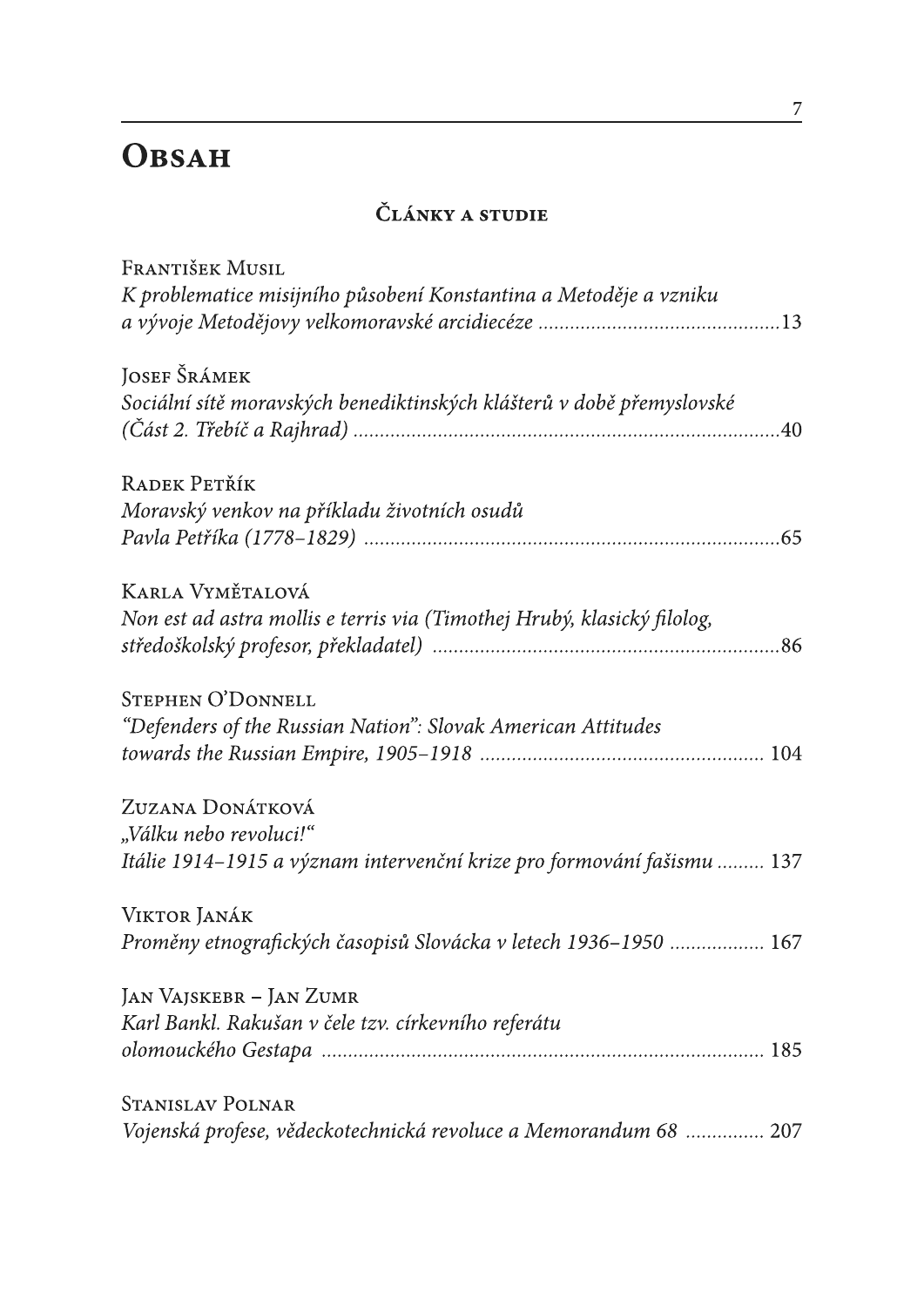# Obsah

## Články a studie

František Musil
*K problematice misijního působení Konstantina a Metoděje a vzniku a vývoje Metodějovy velkomoravské arcidiecéze* ..... 13

Josef Šrámek
*Sociální sítě moravských benediktinských klášterů v době přemyslovské (Část 2. Třebíč a Rajhrad)* ..... 40

Radek Petřík
*Moravský venkov na příkladu životních osudů Pavla Petříka (1778–1829)* ..... 65

Karla Vymětalová
*Non est ad astra mollis e terris via (Timothej Hrubý, klasický filolog, středoškolský profesor, překladatel)* ..... 86

Stephen O'Donnell
*"Defenders of the Russian Nation": Slovak American Attitudes towards the Russian Empire, 1905–1918* ..... 104

Zuzana Donátková
*„Válku nebo revoluci!" Itálie 1914–1915 a význam intervenční krize pro formování fašismu* ..... 137

Viktor Janák
*Proměny etnografických časopisů Slovácka v letech 1936–1950* ..... 167

Jan Vajskebr – Jan Zumr
*Karl Bankl. Rakušan v čele tzv. církevního referátu olomouckého Gestapa* ..... 185

Stanislav Polnar
*Vojenská profese, vědeckotechnická revoluce a Memorandum 68* ..... 207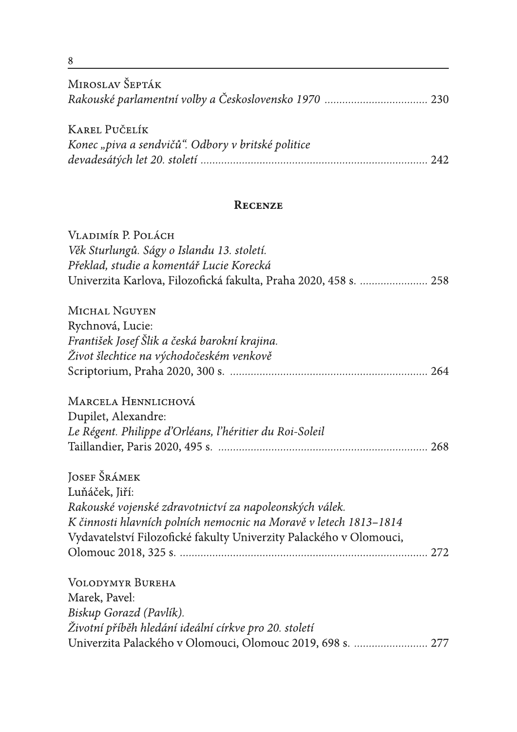Miroslav Šepták
*Rakouské parlamentní volby a Československo 1970* .................................. 230

Karel Pučelík
*Konec „piva a sendvičů". Odbory v britské politice devadesátých let 20. století* ........................................................................... 242

## Recenze

Vladimír P. Polách
*Věk Sturlungů. Ságy o Islandu 13. století.*
*Překlad, studie a komentář Lucie Korecká*
Univerzita Karlova, Filozofická fakulta, Praha 2020, 458 s. ....................... 258

Michal Nguyen
Rychnová, Lucie:
*František Josef Šlik a česká barokní krajina.*
*Život šlechtice na východočeském venkově*
Scriptorium, Praha 2020, 300 s. .................................................................. 264

Marcela Hennlichová
Dupilet, Alexandre:
*Le Régent. Philippe d'Orléans, l'héritier du Roi-Soleil*
Taillandier, Paris 2020, 495 s. ...................................................................... 268

Josef Šrámek
Luňáček, Jiří:
*Rakouské vojenské zdravotnictví za napoleonských válek.*
*K činnosti hlavních polních nemocnic na Moravě v letech 1813–1814*
Vydavatelství Filozofické fakulty Univerzity Palackého v Olomouci,
Olomouc 2018, 325 s. .................................................................................. 272

Volodymyr Bureha
Marek, Pavel:
*Biskup Gorazd (Pavlík).*
*Životní příběh hledání ideální církve pro 20. století*
Univerzita Palackého v Olomouci, Olomouc 2019, 698 s. ......................... 277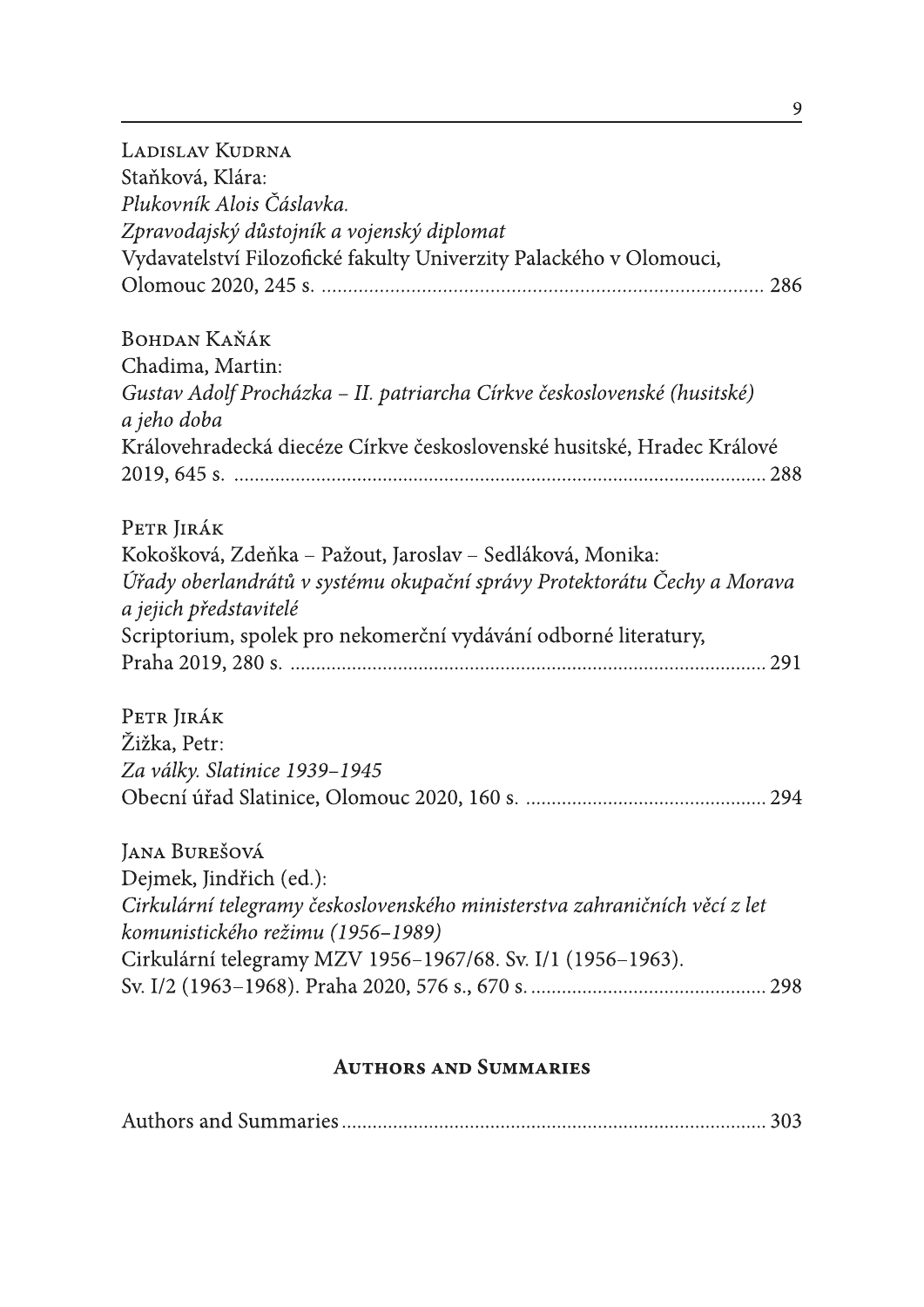Ladislav Kudrna
Staňková, Klára:
*Plukovník Alois Čáslavka.*
*Zpravodajský důstojník a vojenský diplomat*
Vydavatelství Filozofické fakulty Univerzity Palackého v Olomouci,
Olomouc 2020, 245 s. .................................................................................... 286

Bohdan Kaňák
Chadima, Martin:
*Gustav Adolf Procházka – II. patriarcha Církve československé (husitské) a jeho doba*
Královehradecká diecéze Církve československé husitské, Hradec Králové
2019, 645 s. ...................................................................................................... 288

Petr Jirák
Kokošková, Zdeňka – Pažout, Jaroslav – Sedláková, Monika:
*Úřady oberlandrátů v systému okupační správy Protektorátu Čechy a Morava a jejich představitelé*
Scriptorium, spolek pro nekomerční vydávání odborné literatury,
Praha 2019, 280 s. ........................................................................................... 291

Petr Jirák
Žižka, Petr:
*Za války. Slatinice 1939–1945*
Obecní úřad Slatinice, Olomouc 2020, 160 s. .............................................. 294

Jana Burešová
Dejmek, Jindřich (ed.):
*Cirkulární telegramy československého ministerstva zahraničních věcí z let komunistického režimu (1956–1989)*
Cirkulární telegramy MZV 1956–1967/68. Sv. I/1 (1956–1963).
Sv. I/2 (1963–1968). Praha 2020, 576 s., 670 s. ............................................. 298

## Authors and Summaries

Authors and Summaries.................................................................................. 303